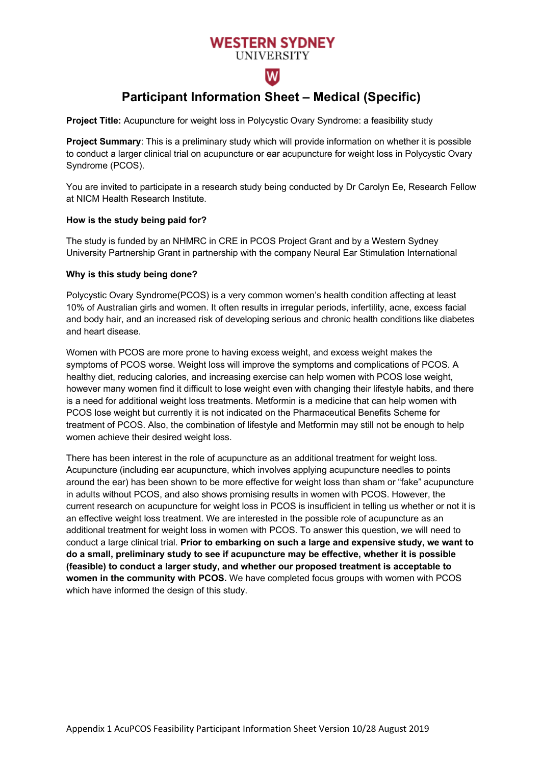WESTERN SYDNEY UNIVERSITY

# Participant Information Sheet – Medical (Specific)

**Project Title:** Acupuncture for weight loss in Polycystic Ovary Syndrome: a feasibility study

**Project Summary**: This is a preliminary study which will provide information on whether it is possible to conduct a larger clinical trial on acupuncture or ear acupuncture for weight loss in Polycystic Ovary Syndrome (PCOS).

You are invited to participate in a research study being conducted by Dr Carolyn Ee, Research Fellow at NICM Health Research Institute.

**How is the study being paid for?**

The study is funded by an NHMRC in CRE in PCOS Project Grant and by a Western Sydney University Partnership Grant in partnership with the company Neural Ear Stimulation International

**Why is this study being done?**

Polycystic Ovary Syndrome(PCOS) is a very common women's health condition affecting at least 10% of Australian girls and women. It often results in irregular periods, infertility, acne, excess facial and body hair, and an increased risk of developing serious and chronic health conditions like diabetes and heart disease.

Women with PCOS are more prone to having excess weight, and excess weight makes the symptoms of PCOS worse. Weight loss will improve the symptoms and complications of PCOS. A healthy diet, reducing calories, and increasing exercise can help women with PCOS lose weight, however many women find it difficult to lose weight even with changing their lifestyle habits, and there is a need for additional weight loss treatments. Metformin is a medicine that can help women with PCOS lose weight but currently it is not indicated on the Pharmaceutical Benefits Scheme for treatment of PCOS. Also, the combination of lifestyle and Metformin may still not be enough to help women achieve their desired weight loss.

There has been interest in the role of acupuncture as an additional treatment for weight loss. Acupuncture (including ear acupuncture, which involves applying acupuncture needles to points around the ear) has been shown to be more effective for weight loss than sham or "fake" acupuncture in adults without PCOS, and also shows promising results in women with PCOS. However, the current research on acupuncture for weight loss in PCOS is insufficient in telling us whether or not it is an effective weight loss treatment. We are interested in the possible role of acupuncture as an additional treatment for weight loss in women with PCOS. To answer this question, we will need to conduct a large clinical trial. **Prior to embarking on such a large and expensive study, we want to do a small, preliminary study to see if acupuncture may be effective, whether it is possible (feasible) to conduct a larger study, and whether our proposed treatment is acceptable to women in the community with PCOS.** We have completed focus groups with women with PCOS which have informed the design of this study.

Appendix 1 AcuPCOS Feasibility Participant Information Sheet Version 10/28 August 2019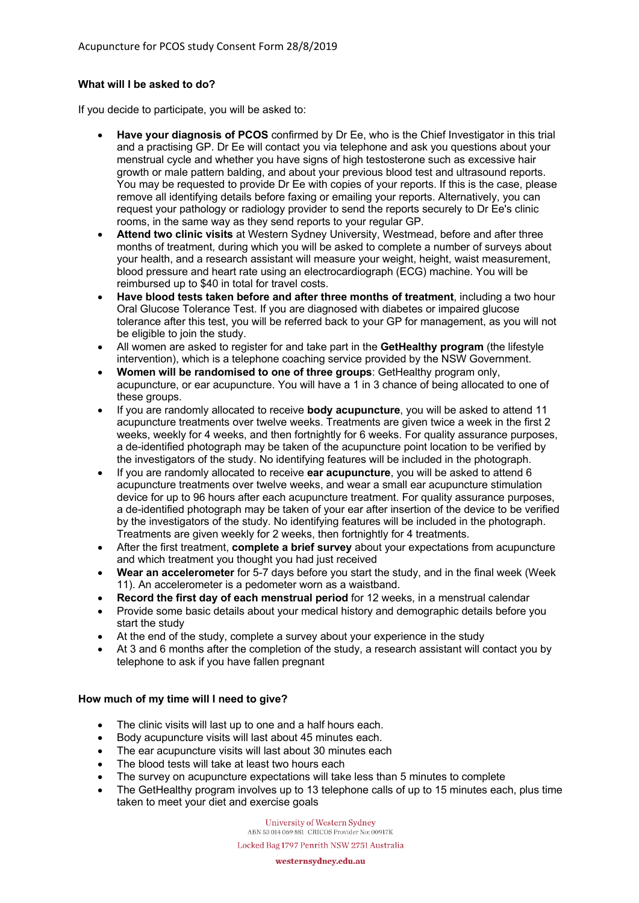### What will I be asked to do?

If you decide to participate, you will be asked to:

- **Have your diagnosis of PCOS** confirmed by Dr Ee, who is the Chief Investigator in this trial and a practising GP. Dr Ee will contact you via telephone and ask you questions about your menstrual cycle and whether you have signs of high testosterone such as excessive hair growth or male pattern balding, and about your previous blood test and ultrasound reports. You may be requested to provide Dr Ee with copies of your reports. If this is the case, please remove all identifying details before faxing or emailing your reports. Alternatively, you can request your pathology or radiology provider to send the reports securely to Dr Ee's clinic rooms, in the same way as they send reports to your regular GP.
- **Attend two clinic visits** at Western Sydney University, Westmead, before and after three months of treatment, during which you will be asked to complete a number of surveys about your health, and a research assistant will measure your weight, height, waist measurement, blood pressure and heart rate using an electrocardiograph (ECG) machine. You will be reimbursed up to $40 in total for travel costs.
- **Have blood tests taken before and after three months of treatment**, including a two hour Oral Glucose Tolerance Test. If you are diagnosed with diabetes or impaired glucose tolerance after this test, you will be referred back to your GP for management, as you will not be eligible to join the study.
- All women are asked to register for and take part in the **GetHealthy program** (the lifestyle intervention), which is a telephone coaching service provided by the NSW Government.
- **Women will be randomised to one of three groups**: GetHealthy program only, acupuncture, or ear acupuncture. You will have a 1 in 3 chance of being allocated to one of these groups.
- If you are randomly allocated to receive **body acupuncture**, you will be asked to attend 11 acupuncture treatments over twelve weeks. Treatments are given twice a week in the first 2 weeks, weekly for 4 weeks, and then fortnightly for 6 weeks. For quality assurance purposes, a de-identified photograph may be taken of the acupuncture point location to be verified by the investigators of the study. No identifying features will be included in the photograph.
- If you are randomly allocated to receive **ear acupuncture**, you will be asked to attend 6 acupuncture treatments over twelve weeks, and wear a small ear acupuncture stimulation device for up to 96 hours after each acupuncture treatment. For quality assurance purposes, a de-identified photograph may be taken of your ear after insertion of the device to be verified by the investigators of the study. No identifying features will be included in the photograph. Treatments are given weekly for 2 weeks, then fortnightly for 4 treatments.
- After the first treatment, **complete a brief survey** about your expectations from acupuncture and which treatment you thought you had just received
- **Wear an accelerometer** for 5-7 days before you start the study, and in the final week (Week 11). An accelerometer is a pedometer worn as a waistband.
- **Record the first day of each menstrual period** for 12 weeks, in a menstrual calendar
- Provide some basic details about your medical history and demographic details before you start the study
- At the end of the study, complete a survey about your experience in the study
- At 3 and 6 months after the completion of the study, a research assistant will contact you by telephone to ask if you have fallen pregnant

### How much of my time will I need to give?

- The clinic visits will last up to one and a half hours each.
- Body acupuncture visits will last about 45 minutes each.
- The ear acupuncture visits will last about 30 minutes each
- The blood tests will take at least two hours each
- The survey on acupuncture expectations will take less than 5 minutes to complete
- The GetHealthy program involves up to 13 telephone calls of up to 15 minutes each, plus time taken to meet your diet and exercise goals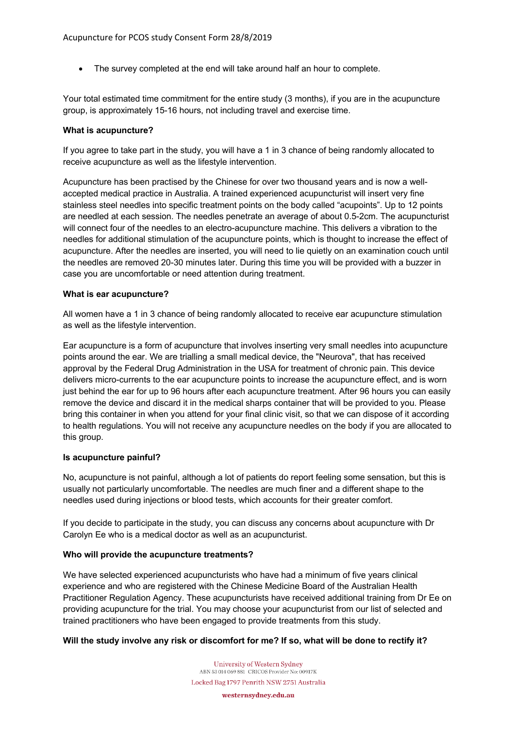- The survey completed at the end will take around half an hour to complete.

Your total estimated time commitment for the entire study (3 months), if you are in the acupuncture group, is approximately 15-16 hours, not including travel and exercise time.

**What is acupuncture?**

If you agree to take part in the study, you will have a 1 in 3 chance of being randomly allocated to receive acupuncture as well as the lifestyle intervention.

Acupuncture has been practised by the Chinese for over two thousand years and is now a well-accepted medical practice in Australia. A trained experienced acupuncturist will insert very fine stainless steel needles into specific treatment points on the body called "acupoints". Up to 12 points are needled at each session. The needles penetrate an average of about 0.5-2cm. The acupuncturist will connect four of the needles to an electro-acupuncture machine. This delivers a vibration to the needles for additional stimulation of the acupuncture points, which is thought to increase the effect of acupuncture. After the needles are inserted, you will need to lie quietly on an examination couch until the needles are removed 20-30 minutes later. During this time you will be provided with a buzzer in case you are uncomfortable or need attention during treatment.

**What is ear acupuncture?**

All women have a 1 in 3 chance of being randomly allocated to receive ear acupuncture stimulation as well as the lifestyle intervention.

Ear acupuncture is a form of acupuncture that involves inserting very small needles into acupuncture points around the ear. We are trialling a small medical device, the "Neurova", that has received approval by the Federal Drug Administration in the USA for treatment of chronic pain. This device delivers micro-currents to the ear acupuncture points to increase the acupuncture effect, and is worn just behind the ear for up to 96 hours after each acupuncture treatment. After 96 hours you can easily remove the device and discard it in the medical sharps container that will be provided to you. Please bring this container in when you attend for your final clinic visit, so that we can dispose of it according to health regulations. You will not receive any acupuncture needles on the body if you are allocated to this group.

**Is acupuncture painful?**

No, acupuncture is not painful, although a lot of patients do report feeling some sensation, but this is usually not particularly uncomfortable. The needles are much finer and a different shape to the needles used during injections or blood tests, which accounts for their greater comfort.

If you decide to participate in the study, you can discuss any concerns about acupuncture with Dr Carolyn Ee who is a medical doctor as well as an acupuncturist.

**Who will provide the acupuncture treatments?**

We have selected experienced acupuncturists who have had a minimum of five years clinical experience and who are registered with the Chinese Medicine Board of the Australian Health Practitioner Regulation Agency. These acupuncturists have received additional training from Dr Ee on providing acupuncture for the trial. You may choose your acupuncturist from our list of selected and trained practitioners who have been engaged to provide treatments from this study.

**Will the study involve any risk or discomfort for me? If so, what will be done to rectify it?**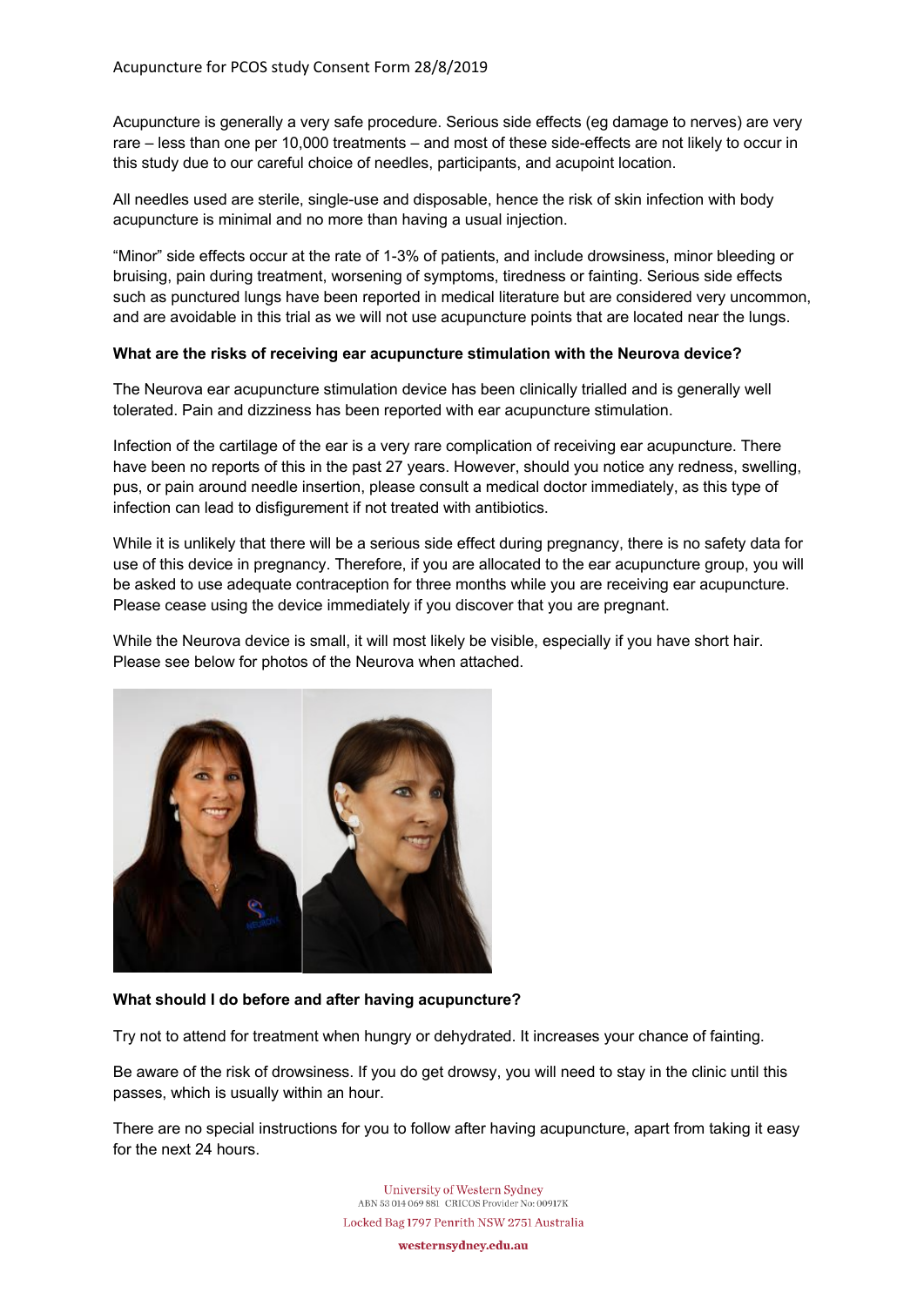Acupuncture is generally a very safe procedure. Serious side effects (eg damage to nerves) are very rare – less than one per 10,000 treatments – and most of these side-effects are not likely to occur in this study due to our careful choice of needles, participants, and acupoint location.

All needles used are sterile, single-use and disposable, hence the risk of skin infection with body acupuncture is minimal and no more than having a usual injection.

"Minor" side effects occur at the rate of 1-3% of patients, and include drowsiness, minor bleeding or bruising, pain during treatment, worsening of symptoms, tiredness or fainting. Serious side effects such as punctured lungs have been reported in medical literature but are considered very uncommon, and are avoidable in this trial as we will not use acupuncture points that are located near the lungs.

**What are the risks of receiving ear acupuncture stimulation with the Neurova device?**

The Neurova ear acupuncture stimulation device has been clinically trialled and is generally well tolerated. Pain and dizziness has been reported with ear acupuncture stimulation.

Infection of the cartilage of the ear is a very rare complication of receiving ear acupuncture. There have been no reports of this in the past 27 years. However, should you notice any redness, swelling, pus, or pain around needle insertion, please consult a medical doctor immediately, as this type of infection can lead to disfigurement if not treated with antibiotics.

While it is unlikely that there will be a serious side effect during pregnancy, there is no safety data for use of this device in pregnancy. Therefore, if you are allocated to the ear acupuncture group, you will be asked to use adequate contraception for three months while you are receiving ear acupuncture. Please cease using the device immediately if you discover that you are pregnant.

While the Neurova device is small, it will most likely be visible, especially if you have short hair. Please see below for photos of the Neurova when attached.

**What should I do before and after having acupuncture?**

Try not to attend for treatment when hungry or dehydrated. It increases your chance of fainting.

Be aware of the risk of drowsiness. If you do get drowsy, you will need to stay in the clinic until this passes, which is usually within an hour.

There are no special instructions for you to follow after having acupuncture, apart from taking it easy for the next 24 hours.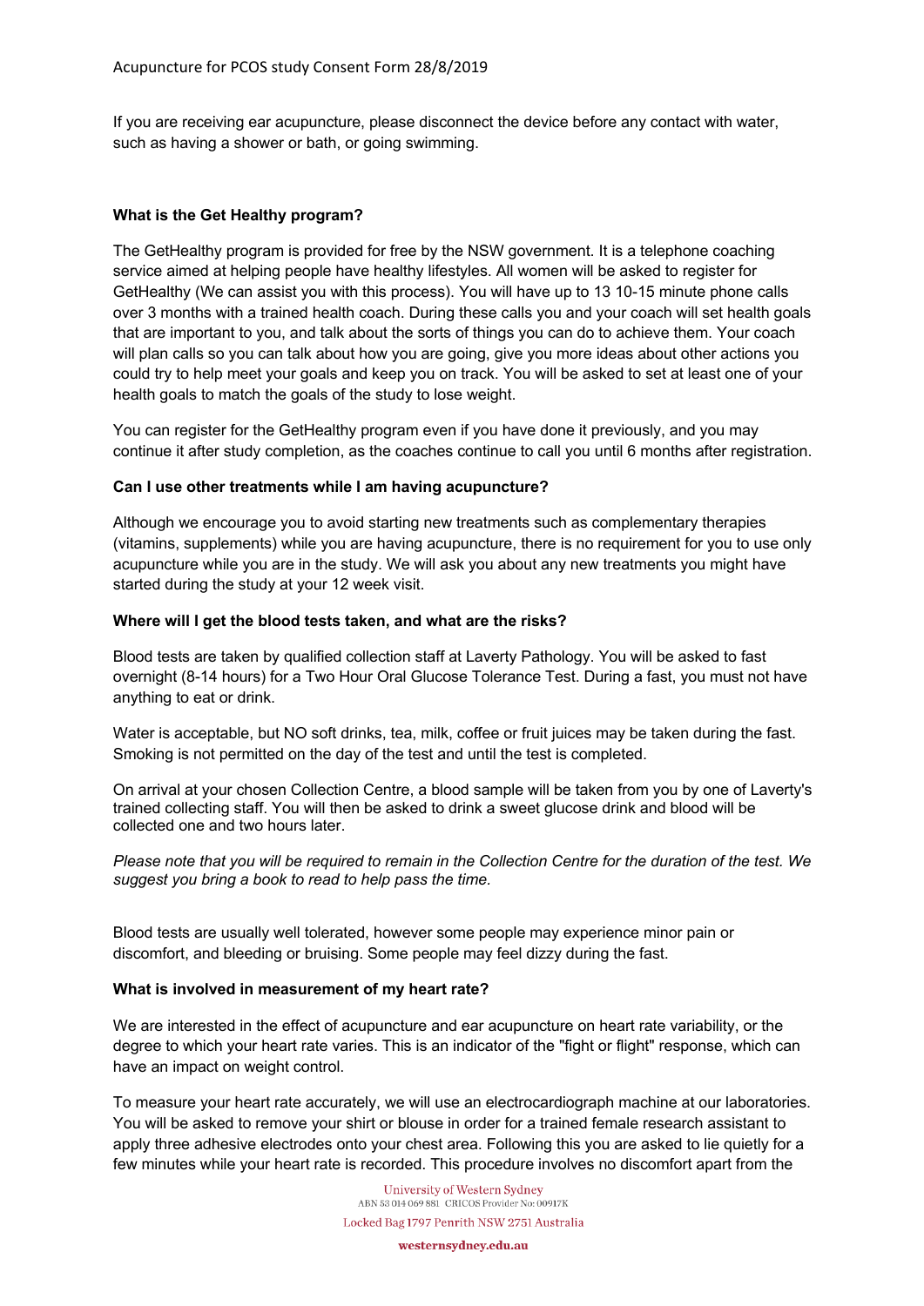If you are receiving ear acupuncture, please disconnect the device before any contact with water, such as having a shower or bath, or going swimming.

**What is the Get Healthy program?**

The GetHealthy program is provided for free by the NSW government. It is a telephone coaching service aimed at helping people have healthy lifestyles. All women will be asked to register for GetHealthy (We can assist you with this process). You will have up to 13 10-15 minute phone calls over 3 months with a trained health coach. During these calls you and your coach will set health goals that are important to you, and talk about the sorts of things you can do to achieve them. Your coach will plan calls so you can talk about how you are going, give you more ideas about other actions you could try to help meet your goals and keep you on track. You will be asked to set at least one of your health goals to match the goals of the study to lose weight.

You can register for the GetHealthy program even if you have done it previously, and you may continue it after study completion, as the coaches continue to call you until 6 months after registration.

**Can I use other treatments while I am having acupuncture?**

Although we encourage you to avoid starting new treatments such as complementary therapies (vitamins, supplements) while you are having acupuncture, there is no requirement for you to use only acupuncture while you are in the study. We will ask you about any new treatments you might have started during the study at your 12 week visit.

**Where will I get the blood tests taken, and what are the risks?**

Blood tests are taken by qualified collection staff at Laverty Pathology. You will be asked to fast overnight (8-14 hours) for a Two Hour Oral Glucose Tolerance Test. During a fast, you must not have anything to eat or drink.

Water is acceptable, but NO soft drinks, tea, milk, coffee or fruit juices may be taken during the fast. Smoking is not permitted on the day of the test and until the test is completed.

On arrival at your chosen Collection Centre, a blood sample will be taken from you by one of Laverty's trained collecting staff. You will then be asked to drink a sweet glucose drink and blood will be collected one and two hours later.

*Please note that you will be required to remain in the Collection Centre for the duration of the test. We suggest you bring a book to read to help pass the time.*

Blood tests are usually well tolerated, however some people may experience minor pain or discomfort, and bleeding or bruising. Some people may feel dizzy during the fast.

**What is involved in measurement of my heart rate?**

We are interested in the effect of acupuncture and ear acupuncture on heart rate variability, or the degree to which your heart rate varies. This is an indicator of the "fight or flight" response, which can have an impact on weight control.

To measure your heart rate accurately, we will use an electrocardiograph machine at our laboratories. You will be asked to remove your shirt or blouse in order for a trained female research assistant to apply three adhesive electrodes onto your chest area. Following this you are asked to lie quietly for a few minutes while your heart rate is recorded. This procedure involves no discomfort apart from the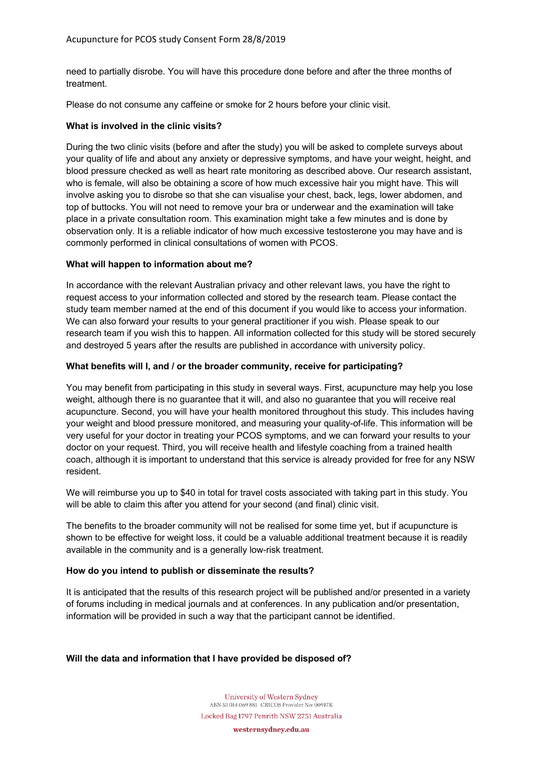need to partially disrobe. You will have this procedure done before and after the three months of treatment.

Please do not consume any caffeine or smoke for 2 hours before your clinic visit.

**What is involved in the clinic visits?**

During the two clinic visits (before and after the study) you will be asked to complete surveys about your quality of life and about any anxiety or depressive symptoms, and have your weight, height, and blood pressure checked as well as heart rate monitoring as described above. Our research assistant, who is female, will also be obtaining a score of how much excessive hair you might have. This will involve asking you to disrobe so that she can visualise your chest, back, legs, lower abdomen, and top of buttocks. You will not need to remove your bra or underwear and the examination will take place in a private consultation room. This examination might take a few minutes and is done by observation only. It is a reliable indicator of how much excessive testosterone you may have and is commonly performed in clinical consultations of women with PCOS.

**What will happen to information about me?**

In accordance with the relevant Australian privacy and other relevant laws, you have the right to request access to your information collected and stored by the research team. Please contact the study team member named at the end of this document if you would like to access your information. We can also forward your results to your general practitioner if you wish. Please speak to our research team if you wish this to happen. All information collected for this study will be stored securely and destroyed 5 years after the results are published in accordance with university policy.

**What benefits will I, and / or the broader community, receive for participating?**

You may benefit from participating in this study in several ways. First, acupuncture may help you lose weight, although there is no guarantee that it will, and also no guarantee that you will receive real acupuncture. Second, you will have your health monitored throughout this study. This includes having your weight and blood pressure monitored, and measuring your quality-of-life. This information will be very useful for your doctor in treating your PCOS symptoms, and we can forward your results to your doctor on your request. Third, you will receive health and lifestyle coaching from a trained health coach, although it is important to understand that this service is already provided for free for any NSW resident.

We will reimburse you up to $40 in total for travel costs associated with taking part in this study. You will be able to claim this after you attend for your second (and final) clinic visit.

The benefits to the broader community will not be realised for some time yet, but if acupuncture is shown to be effective for weight loss, it could be a valuable additional treatment because it is readily available in the community and is a generally low-risk treatment.

**How do you intend to publish or disseminate the results?**

It is anticipated that the results of this research project will be published and/or presented in a variety of forums including in medical journals and at conferences. In any publication and/or presentation, information will be provided in such a way that the participant cannot be identified.

**Will the data and information that I have provided be disposed of?**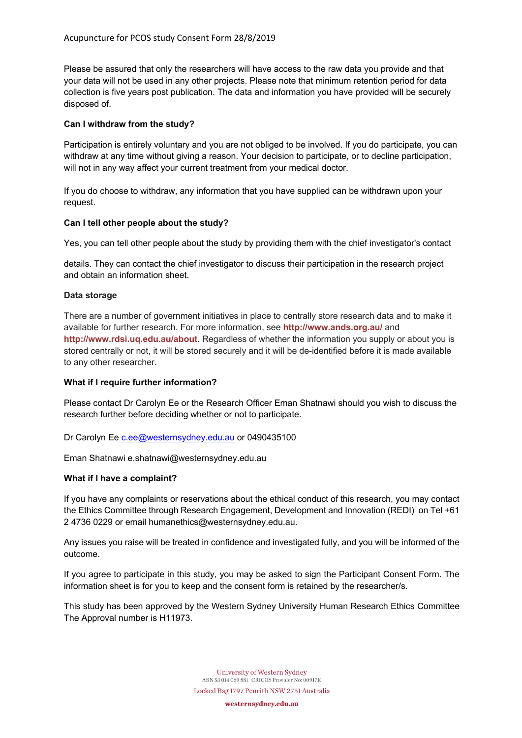Please be assured that only the researchers will have access to the raw data you provide and that your data will not be used in any other projects. Please note that minimum retention period for data collection is five years post publication. The data and information you have provided will be securely disposed of.

**Can I withdraw from the study?**

Participation is entirely voluntary and you are not obliged to be involved. If you do participate, you can withdraw at any time without giving a reason. Your decision to participate, or to decline participation, will not in any way affect your current treatment from your medical doctor.

If you do choose to withdraw, any information that you have supplied can be withdrawn upon your request.

**Can I tell other people about the study?**

Yes, you can tell other people about the study by providing them with the chief investigator's contact

details. They can contact the chief investigator to discuss their participation in the research project and obtain an information sheet.

**Data storage**

There are a number of government initiatives in place to centrally store research data and to make it available for further research. For more information, see **http://www.ands.org.au/** and **http://www.rdsi.uq.edu.au/about**. Regardless of whether the information you supply or about you is stored centrally or not, it will be stored securely and it will be de-identified before it is made available to any other researcher.

**What if I require further information?**

Please contact Dr Carolyn Ee or the Research Officer Eman Shatnawi should you wish to discuss the research further before deciding whether or not to participate.

Dr Carolyn Ee c.ee@westernsydney.edu.au or 0490435100

Eman Shatnawi e.shatnawi@westernsydney.edu.au

**What if I have a complaint?**

If you have any complaints or reservations about the ethical conduct of this research, you may contact the Ethics Committee through Research Engagement, Development and Innovation (REDI) on Tel +61 2 4736 0229 or email humanethics@westernsydney.edu.au.

Any issues you raise will be treated in confidence and investigated fully, and you will be informed of the outcome.

If you agree to participate in this study, you may be asked to sign the Participant Consent Form. The information sheet is for you to keep and the consent form is retained by the researcher/s.

This study has been approved by the Western Sydney University Human Research Ethics Committee The Approval number is H11973.